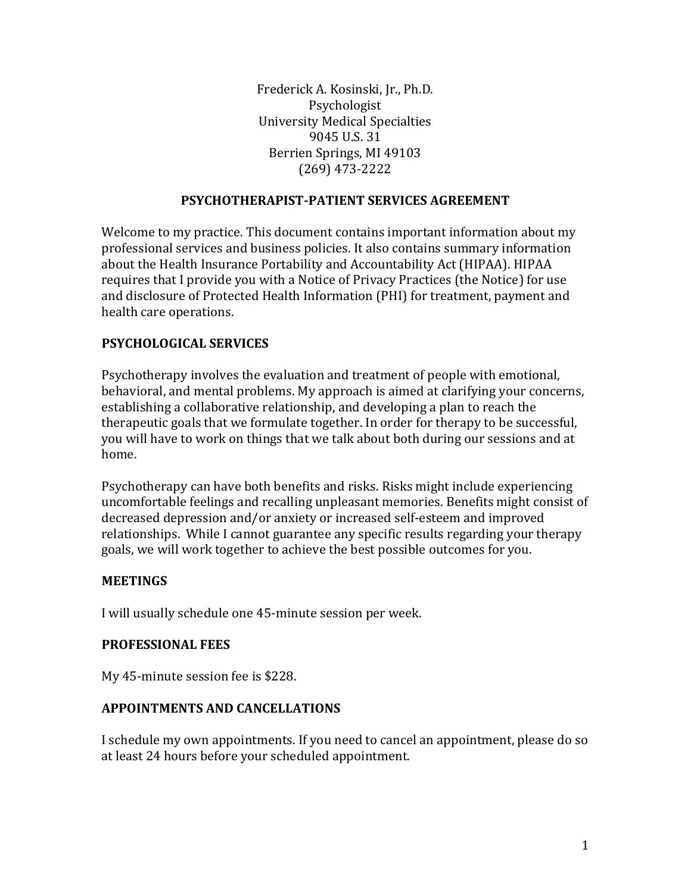Frederick A. Kosinski, Jr., Ph.D.
Psychologist
University Medical Specialties
9045 U.S. 31
Berrien Springs, MI 49103
(269) 473-2222

# PSYCHOTHERAPIST-PATIENT SERVICES AGREEMENT

Welcome to my practice. This document contains important information about my professional services and business policies. It also contains summary information about the Health Insurance Portability and Accountability Act (HIPAA). HIPAA requires that I provide you with a Notice of Privacy Practices (the Notice) for use and disclosure of Protected Health Information (PHI) for treatment, payment and health care operations.

## PSYCHOLOGICAL SERVICES

Psychotherapy involves the evaluation and treatment of people with emotional, behavioral, and mental problems. My approach is aimed at clarifying your concerns, establishing a collaborative relationship, and developing a plan to reach the therapeutic goals that we formulate together. In order for therapy to be successful, you will have to work on things that we talk about both during our sessions and at home.

Psychotherapy can have both benefits and risks. Risks might include experiencing uncomfortable feelings and recalling unpleasant memories. Benefits might consist of decreased depression and/or anxiety or increased self-esteem and improved relationships. While I cannot guarantee any specific results regarding your therapy goals, we will work together to achieve the best possible outcomes for you.

## MEETINGS

I will usually schedule one 45-minute session per week.

## PROFESSIONAL FEES

My 45-minute session fee is $228.

## APPOINTMENTS AND CANCELLATIONS

I schedule my own appointments. If you need to cancel an appointment, please do so at least 24 hours before your scheduled appointment.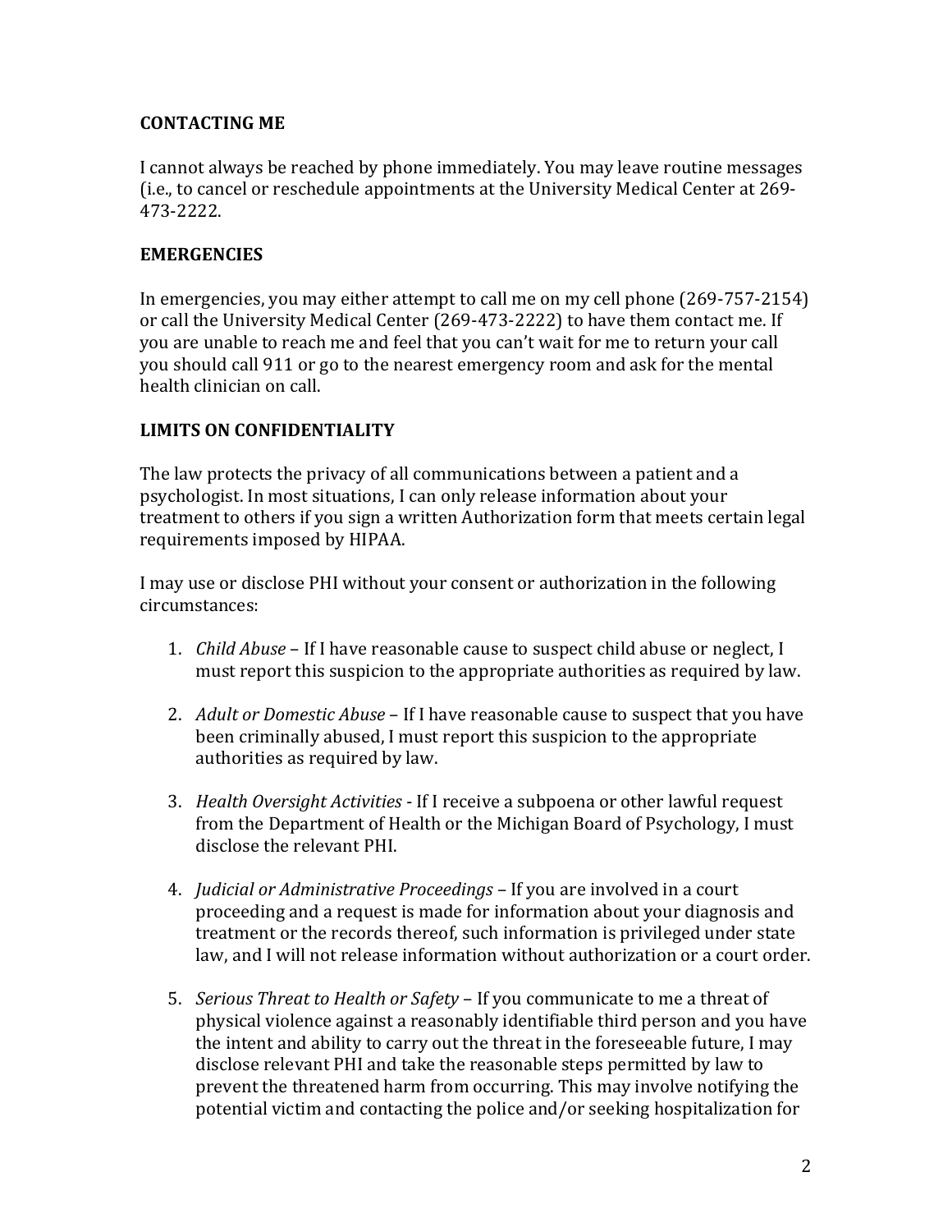**CONTACTING ME**

I cannot always be reached by phone immediately. You may leave routine messages (i.e., to cancel or reschedule appointments at the University Medical Center at 269-473-2222.

**EMERGENCIES**

In emergencies, you may either attempt to call me on my cell phone (269-757-2154) or call the University Medical Center (269-473-2222) to have them contact me. If you are unable to reach me and feel that you can't wait for me to return your call you should call 911 or go to the nearest emergency room and ask for the mental health clinician on call.

**LIMITS ON CONFIDENTIALITY**

The law protects the privacy of all communications between a patient and a psychologist. In most situations, I can only release information about your treatment to others if you sign a written Authorization form that meets certain legal requirements imposed by HIPAA.

I may use or disclose PHI without your consent or authorization in the following circumstances:

1. *Child Abuse* – If I have reasonable cause to suspect child abuse or neglect, I must report this suspicion to the appropriate authorities as required by law.

2. *Adult or Domestic Abuse* – If I have reasonable cause to suspect that you have been criminally abused, I must report this suspicion to the appropriate authorities as required by law.

3. *Health Oversight Activities* - If I receive a subpoena or other lawful request from the Department of Health or the Michigan Board of Psychology, I must disclose the relevant PHI.

4. *Judicial or Administrative Proceedings* – If you are involved in a court proceeding and a request is made for information about your diagnosis and treatment or the records thereof, such information is privileged under state law, and I will not release information without authorization or a court order.

5. *Serious Threat to Health or Safety* – If you communicate to me a threat of physical violence against a reasonably identifiable third person and you have the intent and ability to carry out the threat in the foreseeable future, I may disclose relevant PHI and take the reasonable steps permitted by law to prevent the threatened harm from occurring. This may involve notifying the potential victim and contacting the police and/or seeking hospitalization for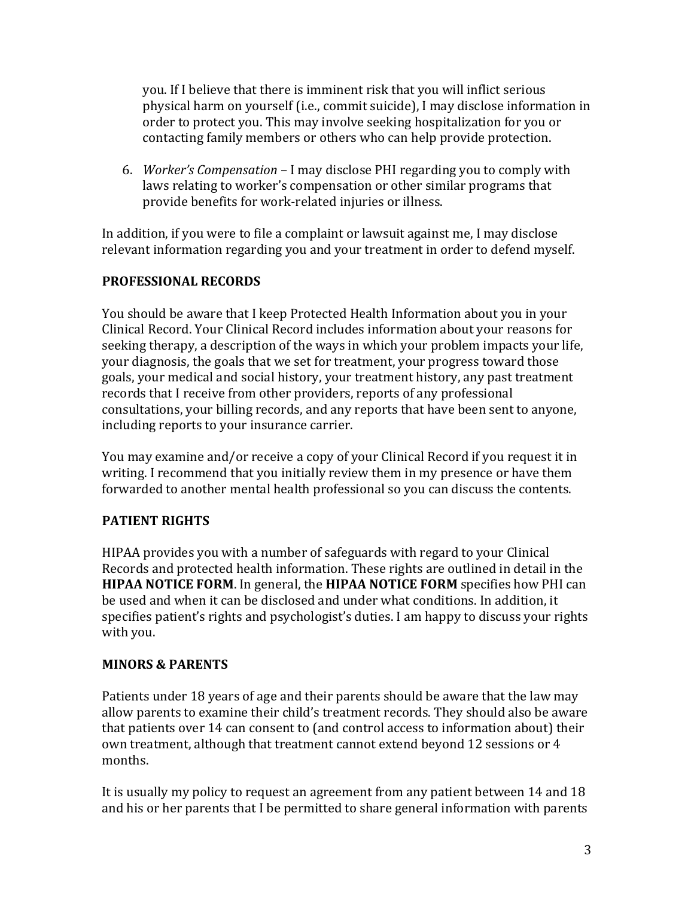you. If I believe that there is imminent risk that you will inflict serious physical harm on yourself (i.e., commit suicide), I may disclose information in order to protect you. This may involve seeking hospitalization for you or contacting family members or others who can help provide protection.

6. *Worker's Compensation* – I may disclose PHI regarding you to comply with laws relating to worker's compensation or other similar programs that provide benefits for work-related injuries or illness.

In addition, if you were to file a complaint or lawsuit against me, I may disclose relevant information regarding you and your treatment in order to defend myself.

**PROFESSIONAL RECORDS**

You should be aware that I keep Protected Health Information about you in your Clinical Record. Your Clinical Record includes information about your reasons for seeking therapy, a description of the ways in which your problem impacts your life, your diagnosis, the goals that we set for treatment, your progress toward those goals, your medical and social history, your treatment history, any past treatment records that I receive from other providers, reports of any professional consultations, your billing records, and any reports that have been sent to anyone, including reports to your insurance carrier.

You may examine and/or receive a copy of your Clinical Record if you request it in writing. I recommend that you initially review them in my presence or have them forwarded to another mental health professional so you can discuss the contents.

**PATIENT RIGHTS**

HIPAA provides you with a number of safeguards with regard to your Clinical Records and protected health information. These rights are outlined in detail in the **HIPAA NOTICE FORM**. In general, the **HIPAA NOTICE FORM** specifies how PHI can be used and when it can be disclosed and under what conditions. In addition, it specifies patient's rights and psychologist's duties. I am happy to discuss your rights with you.

**MINORS & PARENTS**

Patients under 18 years of age and their parents should be aware that the law may allow parents to examine their child's treatment records. They should also be aware that patients over 14 can consent to (and control access to information about) their own treatment, although that treatment cannot extend beyond 12 sessions or 4 months.

It is usually my policy to request an agreement from any patient between 14 and 18 and his or her parents that I be permitted to share general information with parents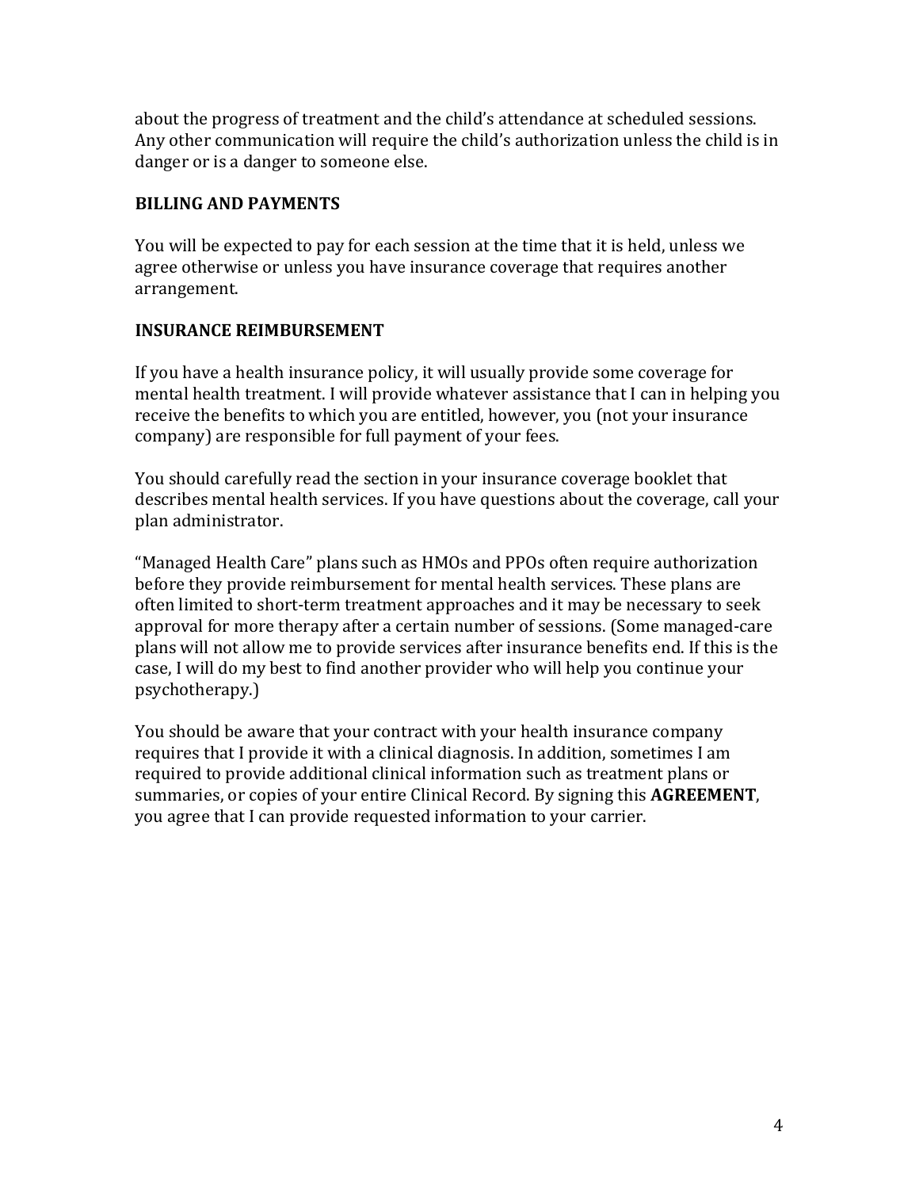about the progress of treatment and the child's attendance at scheduled sessions. Any other communication will require the child's authorization unless the child is in danger or is a danger to someone else.

## BILLING AND PAYMENTS

You will be expected to pay for each session at the time that it is held, unless we agree otherwise or unless you have insurance coverage that requires another arrangement.

## INSURANCE REIMBURSEMENT

If you have a health insurance policy, it will usually provide some coverage for mental health treatment. I will provide whatever assistance that I can in helping you receive the benefits to which you are entitled, however, you (not your insurance company) are responsible for full payment of your fees.

You should carefully read the section in your insurance coverage booklet that describes mental health services. If you have questions about the coverage, call your plan administrator.

"Managed Health Care" plans such as HMOs and PPOs often require authorization before they provide reimbursement for mental health services. These plans are often limited to short-term treatment approaches and it may be necessary to seek approval for more therapy after a certain number of sessions. (Some managed-care plans will not allow me to provide services after insurance benefits end. If this is the case, I will do my best to find another provider who will help you continue your psychotherapy.)

You should be aware that your contract with your health insurance company requires that I provide it with a clinical diagnosis. In addition, sometimes I am required to provide additional clinical information such as treatment plans or summaries, or copies of your entire Clinical Record. By signing this **AGREEMENT**, you agree that I can provide requested information to your carrier.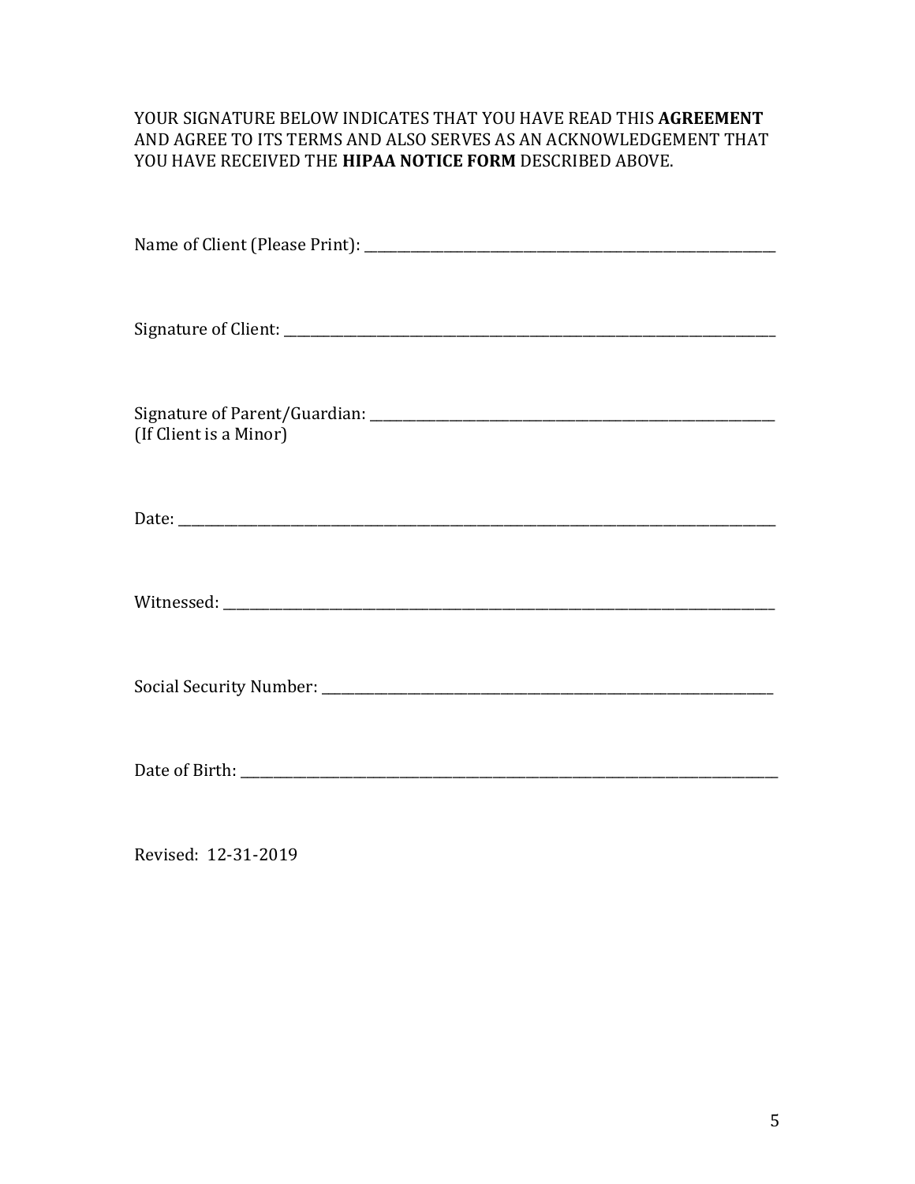YOUR SIGNATURE BELOW INDICATES THAT YOU HAVE READ THIS **AGREEMENT** AND AGREE TO ITS TERMS AND ALSO SERVES AS AN ACKNOWLEDGEMENT THAT YOU HAVE RECEIVED THE **HIPAA NOTICE FORM** DESCRIBED ABOVE.

Name of Client (Please Print): ___________________________________________________________

Signature of Client: ___________________________________________________________

Signature of Parent/Guardian: ___________________________________________________________
(If Client is a Minor)

Date: ___________________________________________________________

Witnessed: ___________________________________________________________

Social Security Number: ___________________________________________________________

Date of Birth: ___________________________________________________________

Revised: 12-31-2019